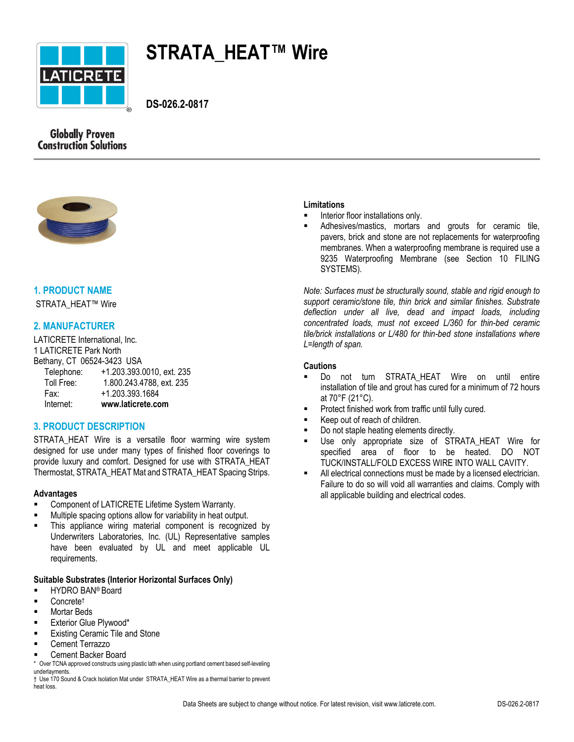# STRATA_HEAT™ Wire

**DS-026.2-0817**

Globally Proven Construction Solutions

## 1. PRODUCT NAME

STRATA_HEAT™ Wire

## 2. MANUFACTURER

LATICRETE International, Inc.
1 LATICRETE Park North
Bethany, CT 06524-3423 USA

| | |
|---|---|
| Telephone: | +1.203.393.0010, ext. 235 |
| Toll Free: | 1.800.243.4788, ext. 235 |
| Fax: | +1.203.393.1684 |
| Internet: | **www.laticrete.com** |

## 3. PRODUCT DESCRIPTION

STRATA_HEAT Wire is a versatile floor warming wire system designed for use under many types of finished floor coverings to provide luxury and comfort. Designed for use with STRATA_HEAT Thermostat, STRATA_HEAT Mat and STRATA_HEAT Spacing Strips.

### Advantages

- Component of LATICRETE Lifetime System Warranty.
- Multiple spacing options allow for variability in heat output.
- This appliance wiring material component is recognized by Underwriters Laboratories, Inc. (UL) Representative samples have been evaluated by UL and meet applicable UL requirements.

### Suitable Substrates (Interior Horizontal Surfaces Only)

- HYDRO BAN® Board
- Concrete†
- Mortar Beds
- Exterior Glue Plywood*
- Existing Ceramic Tile and Stone
- Cement Terrazzo
- Cement Backer Board

\* Over TCNA approved constructs using plastic lath when using portland cement based self-leveling underlayments.
† Use 170 Sound & Crack Isolation Mat under STRATA_HEAT Wire as a thermal barrier to prevent heat loss.

### Limitations

- Interior floor installations only.
- Adhesives/mastics, mortars and grouts for ceramic tile, pavers, brick and stone are not replacements for waterproofing membranes. When a waterproofing membrane is required use a 9235 Waterproofing Membrane (see Section 10 FILING SYSTEMS).

*Note: Surfaces must be structurally sound, stable and rigid enough to support ceramic/stone tile, thin brick and similar finishes. Substrate deflection under all live, dead and impact loads, including concentrated loads, must not exceed L/360 for thin-bed ceramic tile/brick installations or L/480 for thin-bed stone installations where L=length of span.*

### Cautions

- Do not turn STRATA_HEAT Wire on until entire installation of tile and grout has cured for a minimum of 72 hours at 70°F (21°C).
- Protect finished work from traffic until fully cured.
- Keep out of reach of children.
- Do not staple heating elements directly.
- Use only appropriate size of STRATA_HEAT Wire for specified area of floor to be heated. DO NOT TUCK/INSTALL/FOLD EXCESS WIRE INTO WALL CAVITY.
- All electrical connections must be made by a licensed electrician. Failure to do so will void all warranties and claims. Comply with all applicable building and electrical codes.

Data Sheets are subject to change without notice. For latest revision, visit www.laticrete.com.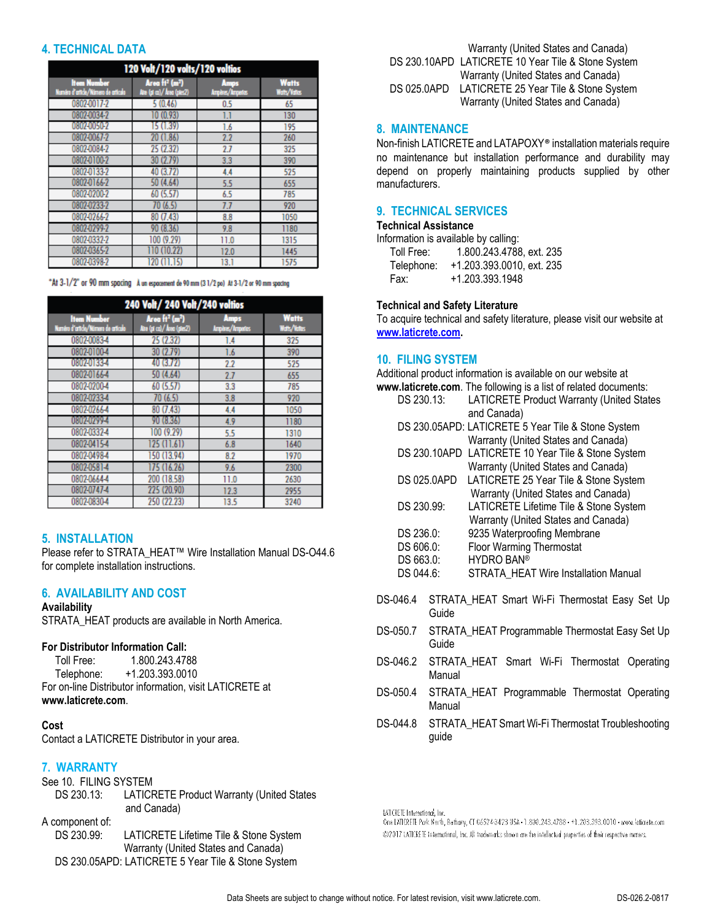## 4. TECHNICAL DATA

| 120 Volt/120 volts/120 voltios | | | |
|---|---|---|---|
| Item Number Numéro d'article/Número de artículo | Area ft² (m²) Aire (pi ca)/ Área (pies2) | Amps Ampères/Amperios | Watts Watts/Vatios |
| 0802-0017-2 | 5 (0.46) | 0.5 | 65 |
| 0802-0034-2 | 10 (0.93) | 1.1 | 130 |
| 0802-0050-2 | 15 (1.39) | 1.6 | 195 |
| 0802-0067-2 | 20 (1.86) | 2.2 | 260 |
| 0802-0084-2 | 25 (2.32) | 2.7 | 325 |
| 0802-0100-2 | 30 (2.79) | 3.3 | 390 |
| 0802-0133-2 | 40 (3.72) | 4.4 | 525 |
| 0802-0166-2 | 50 (4.64) | 5.5 | 655 |
| 0802-0200-2 | 60 (5.57) | 6.5 | 785 |
| 0802-0233-2 | 70 (6.5) | 7.7 | 920 |
| 0802-0266-2 | 80 (7.43) | 8.8 | 1050 |
| 0802-0299-2 | 90 (8.36) | 9.8 | 1180 |
| 0802-0332-2 | 100 (9.29) | 11.0 | 1315 |
| 0802-0365-2 | 110 (10.22) | 12.0 | 1445 |
| 0802-0398-2 | 120 (11.15) | 13.1 | 1575 |

*At 3-1/2" or 90 mm spacing À un espacement de 90 mm (3 1/2 po) At 3-1/2 or 90 mm spacing

| 240 Volt/ 240 Volt/240 voltios | | | |
|---|---|---|---|
| Item Number Numéro d'article/Número de artículo | Area ft² (m²) Aire (pi ca)/ Área (pies2) | Amps Ampères/Amperios | Watts Watts/Vatios |
| 0802-0083-4 | 25 (2.32) | 1.4 | 325 |
| 0802-0100-4 | 30 (2.79) | 1.6 | 390 |
| 0802-0133-4 | 40 (3.72) | 2.2 | 525 |
| 0802-0166-4 | 50 (4.64) | 2.7 | 655 |
| 0802-0200-4 | 60 (5.57) | 3.3 | 785 |
| 0802-0233-4 | 70 (6.5) | 3.8 | 920 |
| 0802-0266-4 | 80 (7.43) | 4.4 | 1050 |
| 0802-0299-4 | 90 (8.36) | 4.9 | 1180 |
| 0802-0332-4 | 100 (9.29) | 5.5 | 1310 |
| 0802-0415-4 | 125 (11.61) | 6.8 | 1640 |
| 0802-0498-4 | 150 (13.94) | 8.2 | 1970 |
| 0802-0581-4 | 175 (16.26) | 9.6 | 2300 |
| 0802-0664-4 | 200 (18.58) | 11.0 | 2630 |
| 0802-0747-4 | 225 (20.90) | 12.3 | 2955 |
| 0802-0830-4 | 250 (22.23) | 13.5 | 3240 |

## 5. INSTALLATION

Please refer to STRATA_HEAT™ Wire Installation Manual DS-O44.6 for complete installation instructions.

## 6. AVAILABILITY AND COST

**Availability**

STRATA_HEAT products are available in North America.

**For Distributor Information Call:**

Toll Free: 1.800.243.4788
Telephone: +1.203.393.0010

For on-line Distributor information, visit LATICRETE at **www.laticrete.com**.

**Cost**

Contact a LATICRETE Distributor in your area.

## 7. WARRANTY

See 10. FILING SYSTEM

DS 230.13: LATICRETE Product Warranty (United States and Canada)

A component of:

DS 230.99: LATICRETE Lifetime Tile & Stone System Warranty (United States and Canada)
DS 230.05APD: LATICRETE 5 Year Tile & Stone System Warranty (United States and Canada)
DS 230.10APD LATICRETE 10 Year Tile & Stone System Warranty (United States and Canada)
DS 025.0APD LATICRETE 25 Year Tile & Stone System Warranty (United States and Canada)

## 8. MAINTENANCE

Non-finish LATICRETE and LATAPOXY® installation materials require no maintenance but installation performance and durability may depend on properly maintaining products supplied by other manufacturers.

## 9. TECHNICAL SERVICES

**Technical Assistance**

Information is available by calling:

Toll Free: 1.800.243.4788, ext. 235
Telephone: +1.203.393.0010, ext. 235
Fax: +1.203.393.1948

**Technical and Safety Literature**

To acquire technical and safety literature, please visit our website at **www.laticrete.com.**

## 10. FILING SYSTEM

Additional product information is available on our website at **www.laticrete.com**. The following is a list of related documents:

DS 230.13: LATICRETE Product Warranty (United States and Canada)
DS 230.05APD: LATICRETE 5 Year Tile & Stone System Warranty (United States and Canada)
DS 230.10APD LATICRETE 10 Year Tile & Stone System Warranty (United States and Canada)
DS 025.0APD LATICRETE 25 Year Tile & Stone System Warranty (United States and Canada)
DS 230.99: LATICRETE Lifetime Tile & Stone System Warranty (United States and Canada)
DS 236.0: 9235 Waterproofing Membrane
DS 606.0: Floor Warming Thermostat
DS 663.0: HYDRO BAN®
DS 044.6: STRATA_HEAT Wire Installation Manual

DS-046.4 STRATA_HEAT Smart Wi-Fi Thermostat Easy Set Up Guide
DS-050.7 STRATA_HEAT Programmable Thermostat Easy Set Up Guide
DS-046.2 STRATA_HEAT Smart Wi-Fi Thermostat Operating Manual
DS-050.4 STRATA_HEAT Programmable Thermostat Operating Manual
DS-044.8 STRATA_HEAT Smart Wi-Fi Thermostat Troubleshooting guide

LATICRETE International, Inc.
One LATICRETE Park North, Bethany, CT 06524-3423 USA • 1.800.243.4788 • +1.203.393.0010 • www.laticrete.com
©2017 LATICRETE International, Inc. All trademarks shown are the intellectual properties of their respective owners.

Data Sheets are subject to change without notice. For latest revision, visit www.laticrete.com. DS-026.2-0817